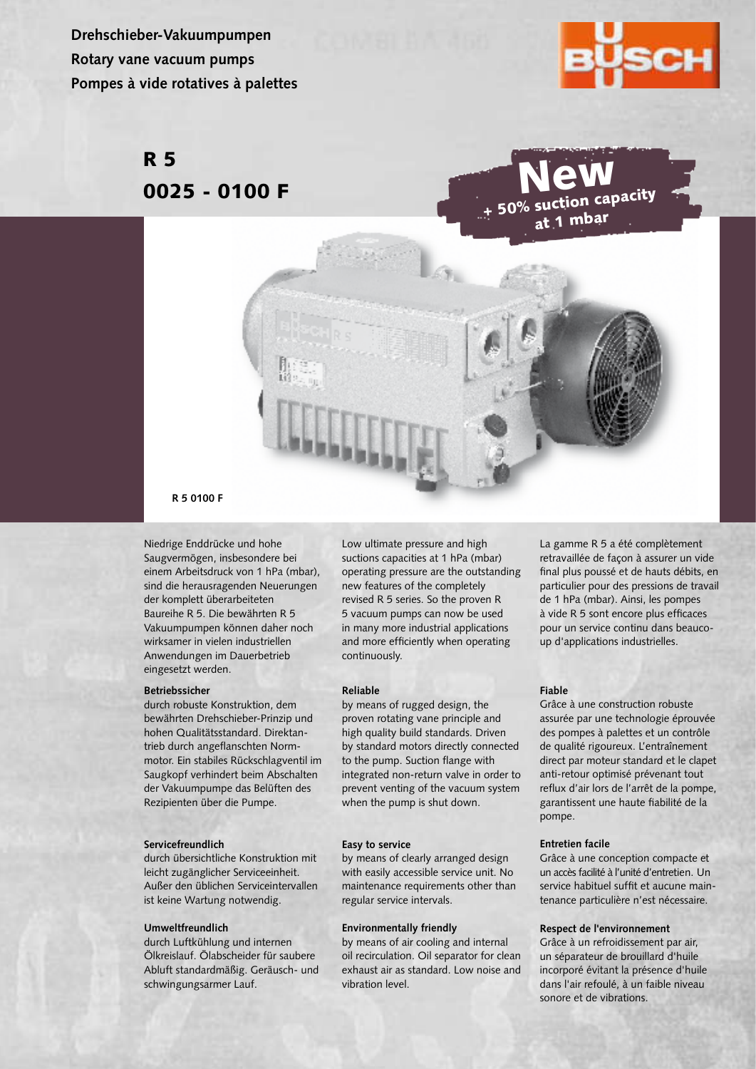**Drehschieber-Vakuumpumpen**
**Rotary vane vacuum pumps**
**Pompes à vide rotatives à palettes**

# R 5
# 0025 - 0100 F

**New**
**+ 50% suction capacity at 1 mbar**

**R 5 0100 F**

Niedrige Enddrücke und hohe Saugvermögen, insbesondere bei einem Arbeitsdruck von 1 hPa (mbar), sind die herausragenden Neuerungen der komplett überarbeiteten Baureihe R 5. Die bewährten R 5 Vakuumpumpen können daher noch wirksamer in vielen industriellen Anwendungen im Dauerbetrieb eingesetzt werden.

**Betriebssicher**
durch robuste Konstruktion, dem bewährten Drehschieber-Prinzip und hohen Qualitätsstandard. Direktantrieb durch angeflanschten Normmotor. Ein stabiles Rückschlagventil im Saugkopf verhindert beim Abschalten der Vakuumpumpe das Belüften des Rezipienten über die Pumpe.

**Servicefreundlich**
durch übersichtliche Konstruktion mit leicht zugänglicher Serviceeinheit. Außer den üblichen Serviceintervallen ist keine Wartung notwendig.

**Umweltfreundlich**
durch Luftkühlung und internen Ölkreislauf. Ölabscheider für saubere Abluft standardmäßig. Geräusch- und schwingungsarmer Lauf.

Low ultimate pressure and high suctions capacities at 1 hPa (mbar) operating pressure are the outstanding new features of the completely revised R 5 series. So the proven R 5 vacuum pumps can now be used in many more industrial applications and more efficiently when operating continuously.

**Reliable**
by means of rugged design, the proven rotating vane principle and high quality build standards. Driven by standard motors directly connected to the pump. Suction flange with integrated non-return valve in order to prevent venting of the vacuum system when the pump is shut down.

**Easy to service**
by means of clearly arranged design with easily accessible service unit. No maintenance requirements other than regular service intervals.

**Environmentally friendly**
by means of air cooling and internal oil recirculation. Oil separator for clean exhaust air as standard. Low noise and vibration level.

La gamme R 5 a été complètement retravaillée de façon à assurer un vide final plus poussé et de hauts débits, en particulier pour des pressions de travail de 1 hPa (mbar). Ainsi, les pompes à vide R 5 sont encore plus efficaces pour un service continu dans beaucoup d'applications industrielles.

**Fiable**
Grâce à une construction robuste assurée par une technologie éprouvée des pompes à palettes et un contrôle de qualité rigoureux. L'entraînement direct par moteur standard et le clapet anti-retour optimisé prévenant tout reflux d'air lors de l'arrêt de la pompe, garantissent une haute fiabilité de la pompe.

**Entretien facile**
Grâce à une conception compacte et un accès facilité à l'unité d'entretien. Un service habituel suffit et aucune maintenance particulière n'est nécessaire.

**Respect de l'environnement**
Grâce à un refroidissement par air, un séparateur de brouillard d'huile incorporé évitant la présence d'huile dans l'air refoulé, à un faible niveau sonore et de vibrations.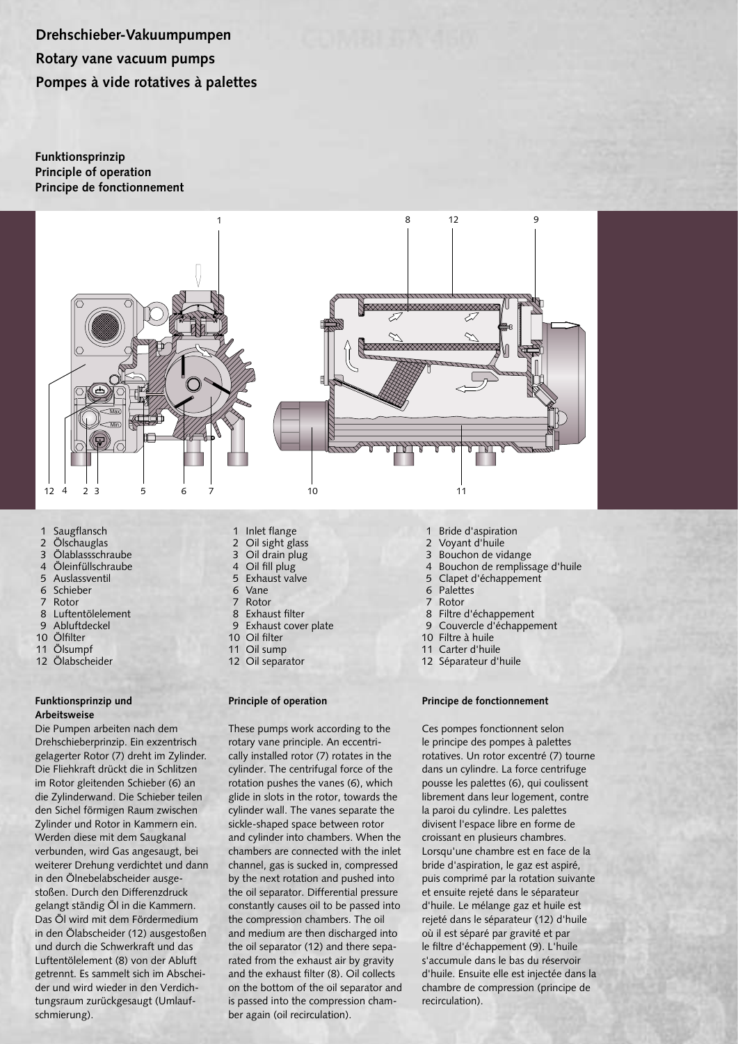# Drehschieber-Vakuumpumpen
# Rotary vane vacuum pumps
# Pompes à vide rotatives à palettes

## Funktionsprinzip
## Principle of operation
## Principe de fonctionnement

1 Saugflansch
2 Ölschauglas
3 Ölablassschraube
4 Öleinfüllschraube
5 Auslassventil
6 Schieber
7 Rotor
8 Luftentölelement
9 Abluftdeckel
10 Ölfilter
11 Ölsumpf
12 Ölabscheider

1 Inlet flange
2 Oil sight glass
3 Oil drain plug
4 Oil fill plug
5 Exhaust valve
6 Vane
7 Rotor
8 Exhaust filter
9 Exhaust cover plate
10 Oil filter
11 Oil sump
12 Oil separator

1 Bride d'aspiration
2 Voyant d'huile
3 Bouchon de vidange
4 Bouchon de remplissage d'huile
5 Clapet d'échappement
6 Palettes
7 Rotor
8 Filtre d'échappement
9 Couvercle d'échappement
10 Filtre à huile
11 Carter d'huile
12 Séparateur d'huile

### Funktionsprinzip und Arbeitsweise

Die Pumpen arbeiten nach dem Drehschieberprinzip. Ein exzentrisch gelagerter Rotor (7) dreht im Zylinder. Die Fliehkraft drückt die in Schlitzen im Rotor gleitenden Schieber (6) an die Zylinderwand. Die Schieber teilen den Sichel förmigen Raum zwischen Zylinder und Rotor in Kammern ein. Werden diese mit dem Saugkanal verbunden, wird Gas angesaugt, bei weiterer Drehung verdichtet und dann in den Ölnebelabscheider ausgestoßen. Durch den Differenzdruck gelangt ständig Öl in die Kammern. Das Öl wird mit dem Fördermedium in den Ölabscheider (12) ausgestoßen und durch die Schwerkraft und das Luftentölelement (8) von der Abluft getrennt. Es sammelt sich im Abscheider und wird wieder in den Verdichtungsraum zurückgesaugt (Umlaufschmierung).

### Principle of operation

These pumps work according to the rotary vane principle. An eccentrically installed rotor (7) rotates in the cylinder. The centrifugal force of the rotation pushes the vanes (6), which glide in slots in the rotor, towards the cylinder wall. The vanes separate the sickle-shaped space between rotor and cylinder into chambers. When the chambers are connected with the inlet channel, gas is sucked in, compressed by the next rotation and pushed into the oil separator. Differential pressure constantly causes oil to be passed into the compression chambers. The oil and medium are then discharged into the oil separator (12) and there separated from the exhaust air by gravity and the exhaust filter (8). Oil collects on the bottom of the oil separator and is passed into the compression chamber again (oil recirculation).

### Principe de fonctionnement

Ces pompes fonctionnent selon le principe des pompes à palettes rotatives. Un rotor excentré (7) tourne dans un cylindre. La force centrifuge pousse les palettes (6), qui coulissent librement dans leur logement, contre la paroi du cylindre. Les palettes divisent l'espace libre en forme de croissant en plusieurs chambres. Lorsqu'une chambre est en face de la bride d'aspiration, le gaz est aspiré, puis comprimé par la rotation suivante et ensuite rejeté dans le séparateur d'huile. Le mélange gaz et huile est rejeté dans le séparateur (12) d'huile où il est séparé par gravité et par le filtre d'échappement (9). L'huile s'accumule dans le bas du réservoir d'huile. Ensuite elle est injectée dans la chambre de compression (principe de recirculation).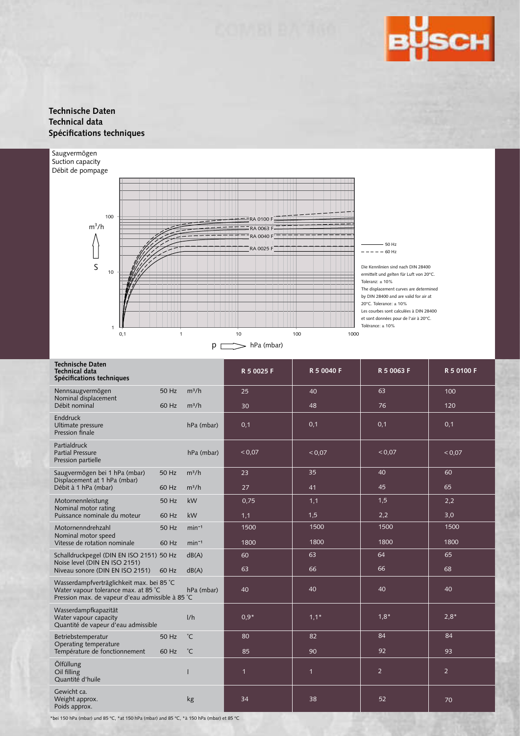# Technische Daten
# Technical data
# Spécifications techniques

Saugvermögen
Suction capacity
Débit de pompage

m³/h

S

p hPa (mbar)

RA 0100 F
RA 0063 F
RA 0040 F
RA 0025 F

——— 50 Hz
– – – – 60 Hz

Die Kennlinien sind nach DIN 28400 ermittelt und gelten für Luft von 20°C. Toleranz: ± 10%
The displacement curves are determined by DIN 28400 and are valid for air at 20°C. Tolerance: ± 10%
Les courbes sont calculées à DIN 28400 et sont données pour de l'air à 20°C. Tolérance: ± 10%

| **Technische Daten**<br>**Technical data**<br>**Spécifications techniques** | | | **R 5 0025 F** | **R 5 0040 F** | **R 5 0063 F** | **R 5 0100 F** |
|---|---|---|---|---|---|---|
| Nennsaugvermögen<br>Nominal displacement<br>Débit nominal | 50 Hz | m³/h | 25 | 40 | 63 | 100 |
| | 60 Hz | m³/h | 30 | 48 | 76 | 120 |
| Enddruck<br>Ultimate pressure<br>Pression finale | | hPa (mbar) | 0,1 | 0,1 | 0,1 | 0,1 |
| Partialdruck<br>Partial Pressure<br>Pression partielle | | hPa (mbar) | < 0,07 | < 0,07 | < 0,07 | < 0,07 |
| Saugvermögen bei 1 hPa (mbar)<br>Displacement at 1 hPa (mbar)<br>Débit à 1 hPa (mbar) | 50 Hz | m³/h | 23 | 35 | 40 | 60 |
| | 60 Hz | m³/h | 27 | 41 | 45 | 65 |
| Motornennleistung<br>Nominal motor rating<br>Puissance nominale du moteur | 50 Hz | kW | 0,75 | 1,1 | 1,5 | 2,2 |
| | 60 Hz | kW | 1,1 | 1,5 | 2,2 | 3,0 |
| Motornenndrehzahl<br>Nominal motor speed<br>Vitesse de rotation nominale | 50 Hz | $min^{-1}$ | 1500 | 1500 | 1500 | 1500 |
| | 60 Hz | $min^{-1}$ | 1800 | 1800 | 1800 | 1800 |
| Schalldruckpegel (DIN EN ISO 2151)<br>Noise level (DIN EN ISO 2151)<br>Niveau sonore (DIN EN ISO 2151) | 50 Hz | dB(A) | 60 | 63 | 64 | 65 |
| | 60 Hz | dB(A) | 63 | 66 | 66 | 68 |
| Wasserdampfverträglichkeit max. bei 85 °C<br>Water vapour tolerance max. at 85 °C<br>Pression max. de vapeur d'eau admissible à 85 °C | | hPa (mbar) | 40 | 40 | 40 | 40 |
| Wasserdampfkapazität<br>Water vapour capacity<br>Quantité de vapeur d'eau admissible | | l/h | 0,9* | 1,1* | 1,8* | 2,8* |
| Betriebstemperatur<br>Operating temperature<br>Température de fonctionnement | 50 Hz | °C | 80 | 82 | 84 | 84 |
| | 60 Hz | °C | 85 | 90 | 92 | 93 |
| Ölfüllung<br>Oil filling<br>Quantité d'huile | | l | 1 | 1 | 2 | 2 |
| Gewicht ca.<br>Weight approx.<br>Poids approx. | | kg | 34 | 38 | 52 | 70 |

*bei 150 hPa (mbar) und 85 °C, *at 150 hPa (mbar) and 85 °C, *à 150 hPa (mbar) et 85 °C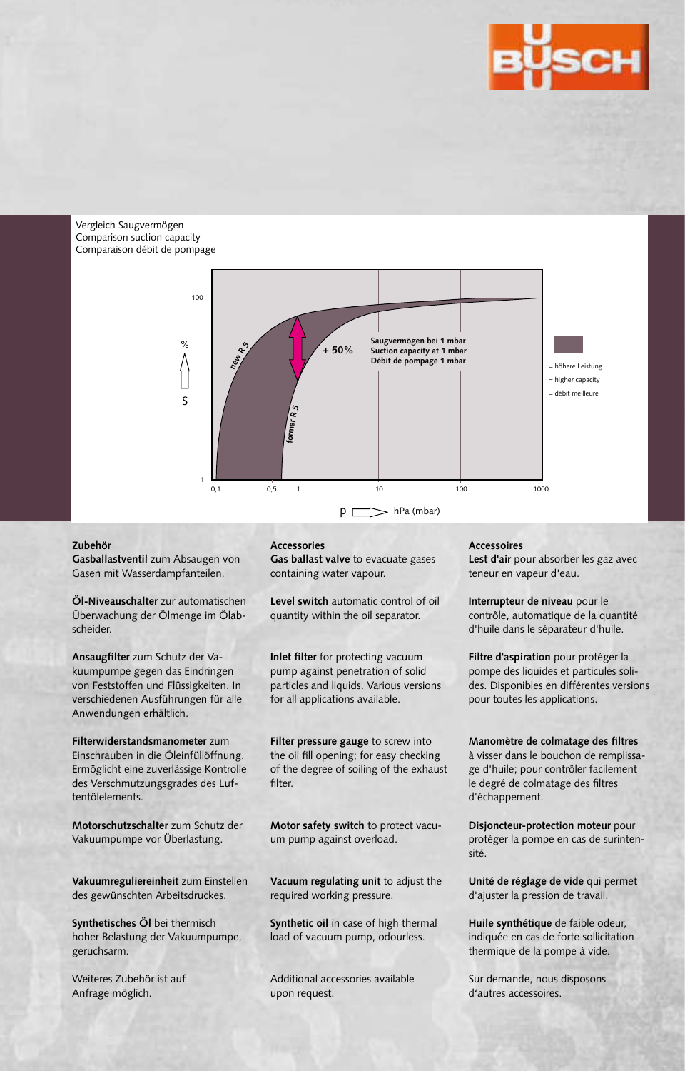Vergleich Saugvermögen
Comparison suction capacity
Comparaison débit de pompage

Saugvermögen bei 1 mbar
Suction capacity at 1 mbar
Débit de pompage 1 mbar

+ 50%

new R 5

former R 5

= höhere Leistung
= higher capacity
= débit meilleure

% S

p hPa (mbar)

**Zubehör**

**Gasballastventil** zum Absaugen von Gasen mit Wasserdampfanteilen.

**Öl-Niveauschalter** zur automatischen Überwachung der Ölmenge im Ölabscheider.

**Ansaugfilter** zum Schutz der Vakuumpumpe gegen das Eindringen von Feststoffen und Flüssigkeiten. In verschiedenen Ausführungen für alle Anwendungen erhältlich.

**Filterwiderstandsmanometer** zum Einschrauben in die Öleinfüllöffnung. Ermöglicht eine zuverlässige Kontrolle des Verschmutzungsgrades des Luftentölelements.

**Motorschutzschalter** zum Schutz der Vakuumpumpe vor Überlastung.

**Vakuumreguliereinheit** zum Einstellen des gewünschten Arbeitsdruckes.

**Synthetisches Öl** bei thermisch hoher Belastung der Vakuumpumpe, geruchsarm.

Weiteres Zubehör ist auf Anfrage möglich.

**Accessories**

**Gas ballast valve** to evacuate gases containing water vapour.

**Level switch** automatic control of oil quantity within the oil separator.

**Inlet filter** for protecting vacuum pump against penetration of solid particles and liquids. Various versions for all applications available.

**Filter pressure gauge** to screw into the oil fill opening; for easy checking of the degree of soiling of the exhaust filter.

**Motor safety switch** to protect vacuum pump against overload.

**Vacuum regulating unit** to adjust the required working pressure.

**Synthetic oil** in case of high thermal load of vacuum pump, odourless.

Additional accessories available upon request.

**Accessoires**

**Lest d'air** pour absorber les gaz avec teneur en vapeur d'eau.

**Interrupteur de niveau** pour le contrôle, automatique de la quantité d'huile dans le séparateur d'huile.

**Filtre d'aspiration** pour protéger la pompe des liquides et particules solides. Disponibles en différentes versions pour toutes les applications.

**Manomètre de colmatage des filtres** à visser dans le bouchon de remplissage d'huile; pour contrôler facilement le degré de colmatage des filtres d'échappement.

**Disjoncteur-protection moteur** pour protéger la pompe en cas de surintensité.

**Unité de réglage de vide** qui permet d'ajuster la pression de travail.

**Huile synthétique** de faible odeur, indiquée en cas de forte sollicitation thermique de la pompe á vide.

Sur demande, nous disposons d'autres accessoires.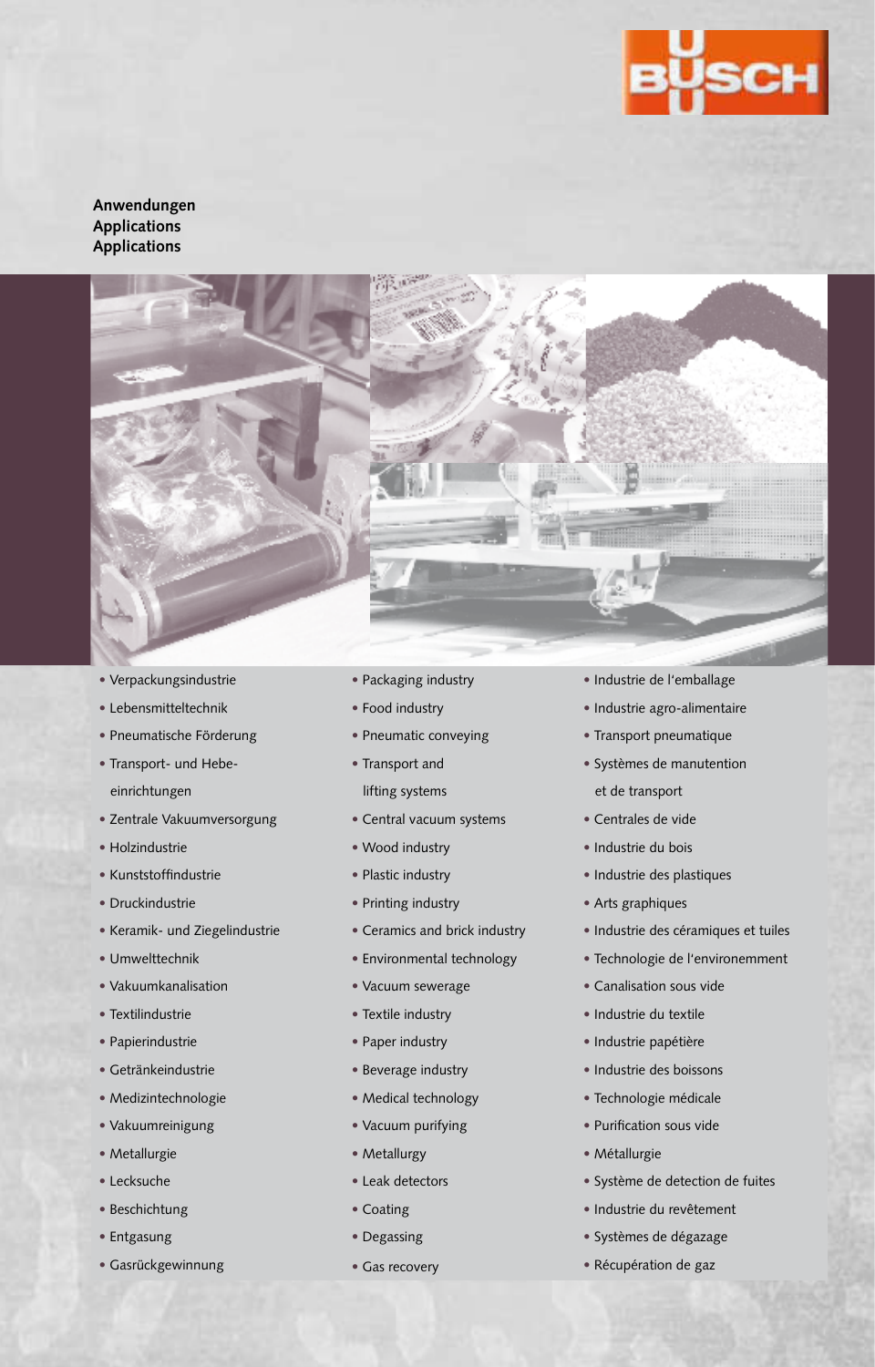BUSCH

**Anwendungen**
**Applications**
**Applications**

- Verpackungsindustrie
- Lebensmitteltechnik
- Pneumatische Förderung
- Transport- und Hebeeinrichtungen
- Zentrale Vakuumversorgung
- Holzindustrie
- Kunststoffindustrie
- Druckindustrie
- Keramik- und Ziegelindustrie
- Umwelttechnik
- Vakuumkanalisation
- Textilindustrie
- Papierindustrie
- Getränkeindustrie
- Medizintechnologie
- Vakuumreinigung
- Metallurgie
- Lecksuche
- Beschichtung
- Entgasung
- Gasrückgewinnung

- Packaging industry
- Food industry
- Pneumatic conveying
- Transport and lifting systems
- Central vacuum systems
- Wood industry
- Plastic industry
- Printing industry
- Ceramics and brick industry
- Environmental technology
- Vacuum sewerage
- Textile industry
- Paper industry
- Beverage industry
- Medical technology
- Vacuum purifying
- Metallurgy
- Leak detectors
- Coating
- Degassing
- Gas recovery

- Industrie de l'emballage
- Industrie agro-alimentaire
- Transport pneumatique
- Systèmes de manutention et de transport
- Centrales de vide
- Industrie du bois
- Industrie des plastiques
- Arts graphiques
- Industrie des céramiques et tuiles
- Technologie de l'environnement
- Canalisation sous vide
- Industrie du textile
- Industrie papétière
- Industrie des boissons
- Technologie médicale
- Purification sous vide
- Métallurgie
- Système de detection de fuites
- Industrie du revêtement
- Systèmes de dégazage
- Récupération de gaz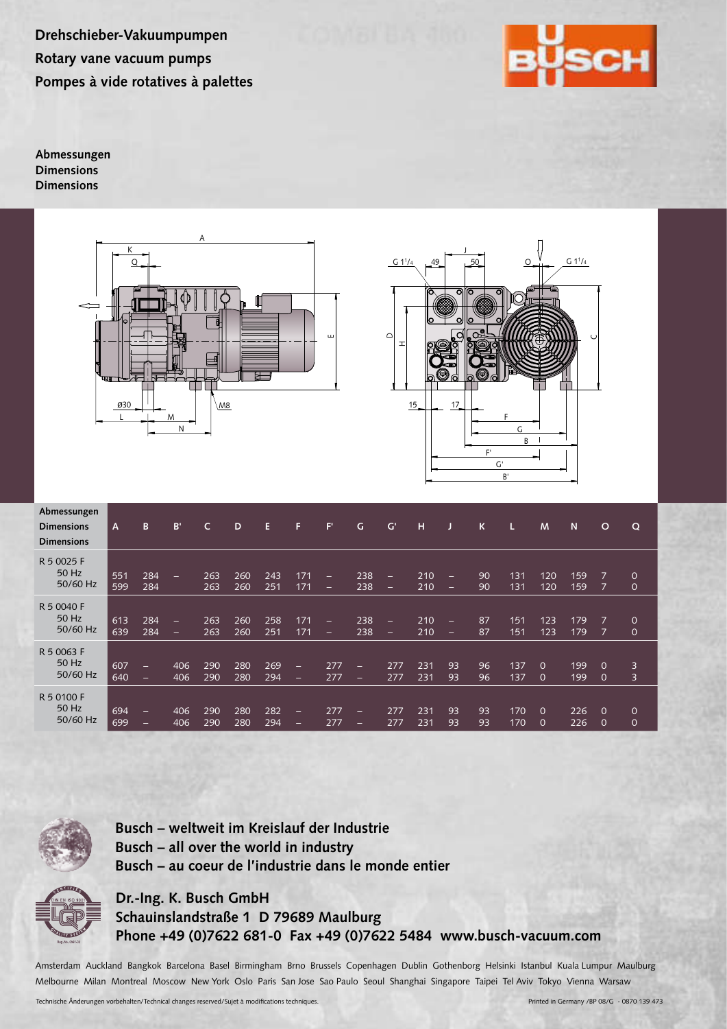**Drehschieber-Vakuumpumpen**
**Rotary vane vacuum pumps**
**Pompes à vide rotatives à palettes**

**Abmessungen**
**Dimensions**
**Dimensions**

| Abmessungen Dimensions Dimensions | A | B | B' | C | D | E | F | F' | G | G' | H | J | K | L | M | N | O | Q |
|---|---|---|---|---|---|---|---|---|---|---|---|---|---|---|---|---|---|---|
| R 5 0025 F 50 Hz | 551 | 284 | – | 263 | 260 | 243 | 171 | – | 238 | – | 210 | – | 90 | 131 | 120 | 159 | 7 | 0 |
| R 5 0025 F 50/60 Hz | 599 | 284 | – | 263 | 260 | 251 | 171 | – | 238 | – | 210 | – | 90 | 131 | 120 | 159 | 7 | 0 |
| R 5 0040 F 50 Hz | 613 | 284 | – | 263 | 260 | 258 | 171 | – | 238 | – | 210 | – | 87 | 151 | 123 | 179 | 7 | 0 |
| R 5 0040 F 50/60 Hz | 639 | 284 | – | 263 | 260 | 251 | 171 | – | 238 | – | 210 | – | 87 | 151 | 123 | 179 | 7 | 0 |
| R 5 0063 F 50 Hz | 607 | – | 406 | 290 | 280 | 269 | – | 277 | – | 277 | 231 | 93 | 96 | 137 | 0 | 199 | 0 | 3 |
| R 5 0063 F 50/60 Hz | 640 | – | 406 | 290 | 280 | 294 | – | 277 | – | 277 | 231 | 93 | 96 | 137 | 0 | 199 | 0 | 3 |
| R 5 0100 F 50 Hz | 694 | – | 406 | 290 | 280 | 282 | – | 277 | – | 277 | 231 | 93 | 93 | 170 | 0 | 226 | 0 | 0 |
| R 5 0100 F 50/60 Hz | 699 | – | 406 | 290 | 280 | 294 | – | 277 | – | 277 | 231 | 93 | 93 | 170 | 0 | 226 | 0 | 0 |

**Busch – weltweit im Kreislauf der Industrie**
**Busch – all over the world in industry**
**Busch – au coeur de l'industrie dans le monde entier**

**Dr.-Ing. K. Busch GmbH**
**Schauinslandstraße 1 D 79689 Maulburg**
**Phone +49 (0)7622 681-0 Fax +49 (0)7622 5484 www.busch-vacuum.com**

Amsterdam Auckland Bangkok Barcelona Basel Birmingham Brno Brussels Copenhagen Dublin Gothenborg Helsinki Istanbul Kuala Lumpur Maulburg Melbourne Milan Montreal Moscow New York Oslo Paris San Jose Sao Paulo Seoul Shanghai Singapore Taipei Tel Aviv Tokyo Vienna Warsaw

Technische Änderungen vorbehalten/Technical changes reserved/Sujet à modifications techniques.

Printed in Germany /BP 08/G - 0870 139 473